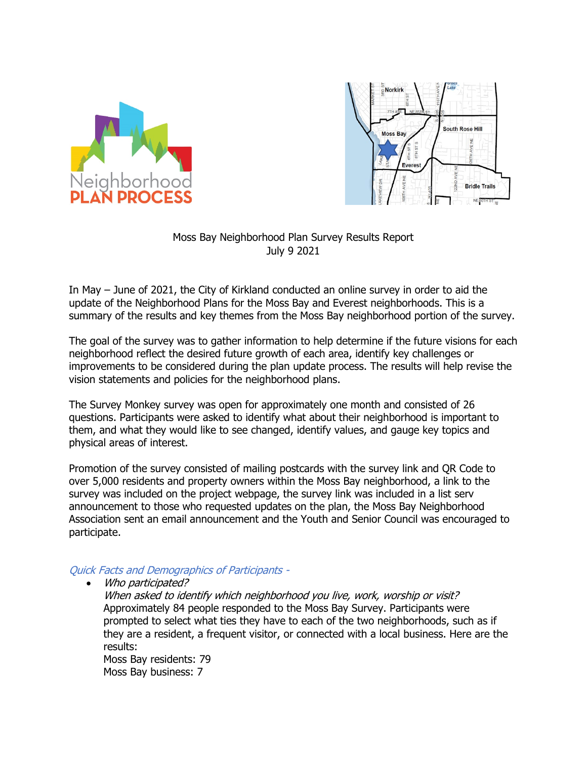Moss Bay Neighborhood Plan Survey Results Report
July 9 2021

In May – June of 2021, the City of Kirkland conducted an online survey in order to aid the update of the Neighborhood Plans for the Moss Bay and Everest neighborhoods. This is a summary of the results and key themes from the Moss Bay neighborhood portion of the survey.

The goal of the survey was to gather information to help determine if the future visions for each neighborhood reflect the desired future growth of each area, identify key challenges or improvements to be considered during the plan update process. The results will help revise the vision statements and policies for the neighborhood plans.

The Survey Monkey survey was open for approximately one month and consisted of 26 questions. Participants were asked to identify what about their neighborhood is important to them, and what they would like to see changed, identify values, and gauge key topics and physical areas of interest.

Promotion of the survey consisted of mailing postcards with the survey link and QR Code to over 5,000 residents and property owners within the Moss Bay neighborhood, a link to the survey was included on the project webpage, the survey link was included in a list serv announcement to those who requested updates on the plan, the Moss Bay Neighborhood Association sent an email announcement and the Youth and Senior Council was encouraged to participate.

### *Quick Facts and Demographics of Participants -*

- *Who participated?*
  *When asked to identify which neighborhood you live, work, worship or visit?*
  Approximately 84 people responded to the Moss Bay Survey. Participants were prompted to select what ties they have to each of the two neighborhoods, such as if they are a resident, a frequent visitor, or connected with a local business. Here are the results:
  Moss Bay residents: 79
  Moss Bay business: 7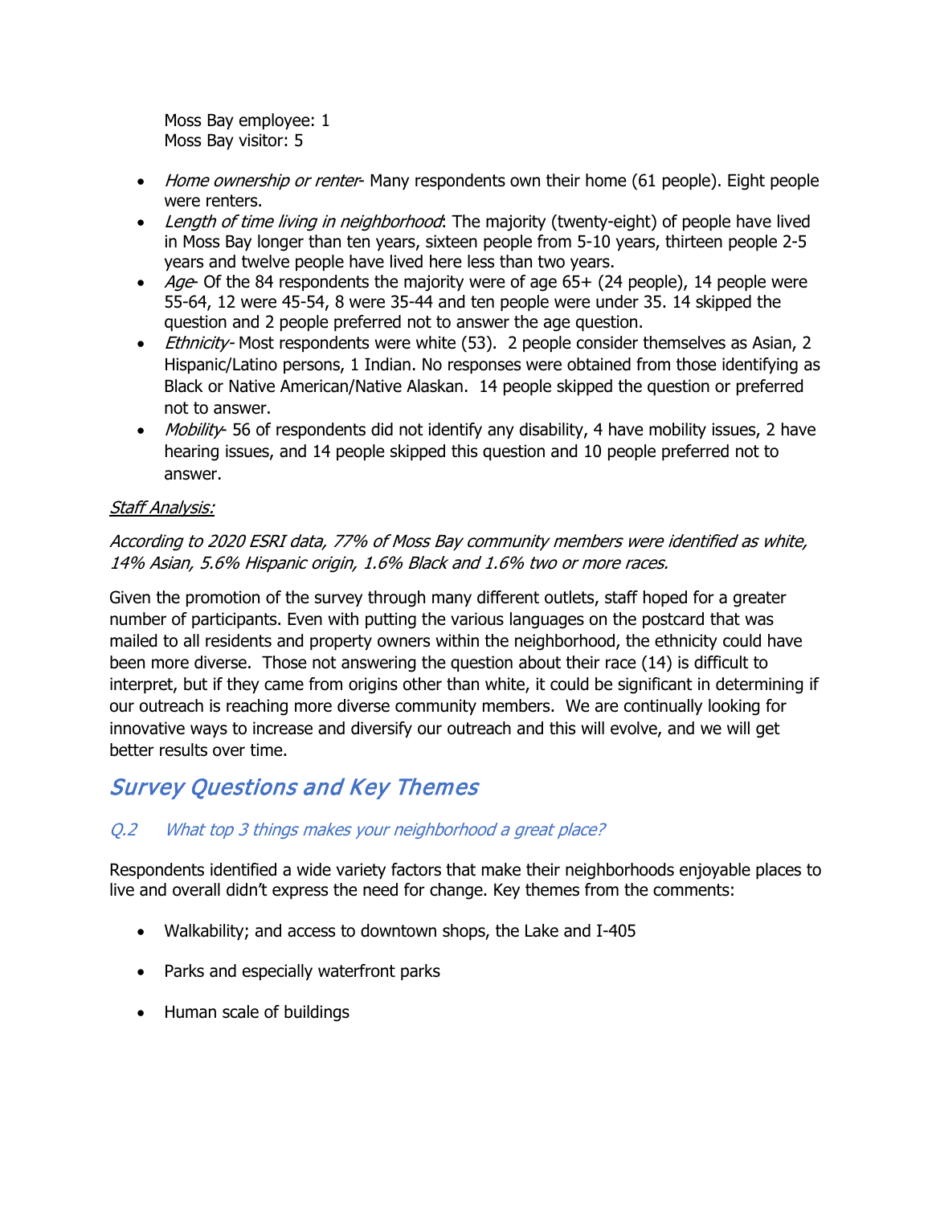Moss Bay employee: 1
Moss Bay visitor: 5

- *Home ownership or renter*- Many respondents own their home (61 people). Eight people were renters.
- *Length of time living in neighborhood*: The majority (twenty-eight) of people have lived in Moss Bay longer than ten years, sixteen people from 5-10 years, thirteen people 2-5 years and twelve people have lived here less than two years.
- *Age*- Of the 84 respondents the majority were of age 65+ (24 people), 14 people were 55-64, 12 were 45-54, 8 were 35-44 and ten people were under 35. 14 skipped the question and 2 people preferred not to answer the age question.
- *Ethnicity*- Most respondents were white (53). 2 people consider themselves as Asian, 2 Hispanic/Latino persons, 1 Indian. No responses were obtained from those identifying as Black or Native American/Native Alaskan. 14 people skipped the question or preferred not to answer.
- *Mobility*- 56 of respondents did not identify any disability, 4 have mobility issues, 2 have hearing issues, and 14 people skipped this question and 10 people preferred not to answer.

*Staff Analysis:*

*According to 2020 ESRI data, 77% of Moss Bay community members were identified as white, 14% Asian, 5.6% Hispanic origin, 1.6% Black and 1.6% two or more races.*

Given the promotion of the survey through many different outlets, staff hoped for a greater number of participants. Even with putting the various languages on the postcard that was mailed to all residents and property owners within the neighborhood, the ethnicity could have been more diverse. Those not answering the question about their race (14) is difficult to interpret, but if they came from origins other than white, it could be significant in determining if our outreach is reaching more diverse community members. We are continually looking for innovative ways to increase and diversify our outreach and this will evolve, and we will get better results over time.

## *Survey Questions and Key Themes*

### *Q.2 What top 3 things makes your neighborhood a great place?*

Respondents identified a wide variety factors that make their neighborhoods enjoyable places to live and overall didn't express the need for change. Key themes from the comments:

- Walkability; and access to downtown shops, the Lake and I-405
- Parks and especially waterfront parks
- Human scale of buildings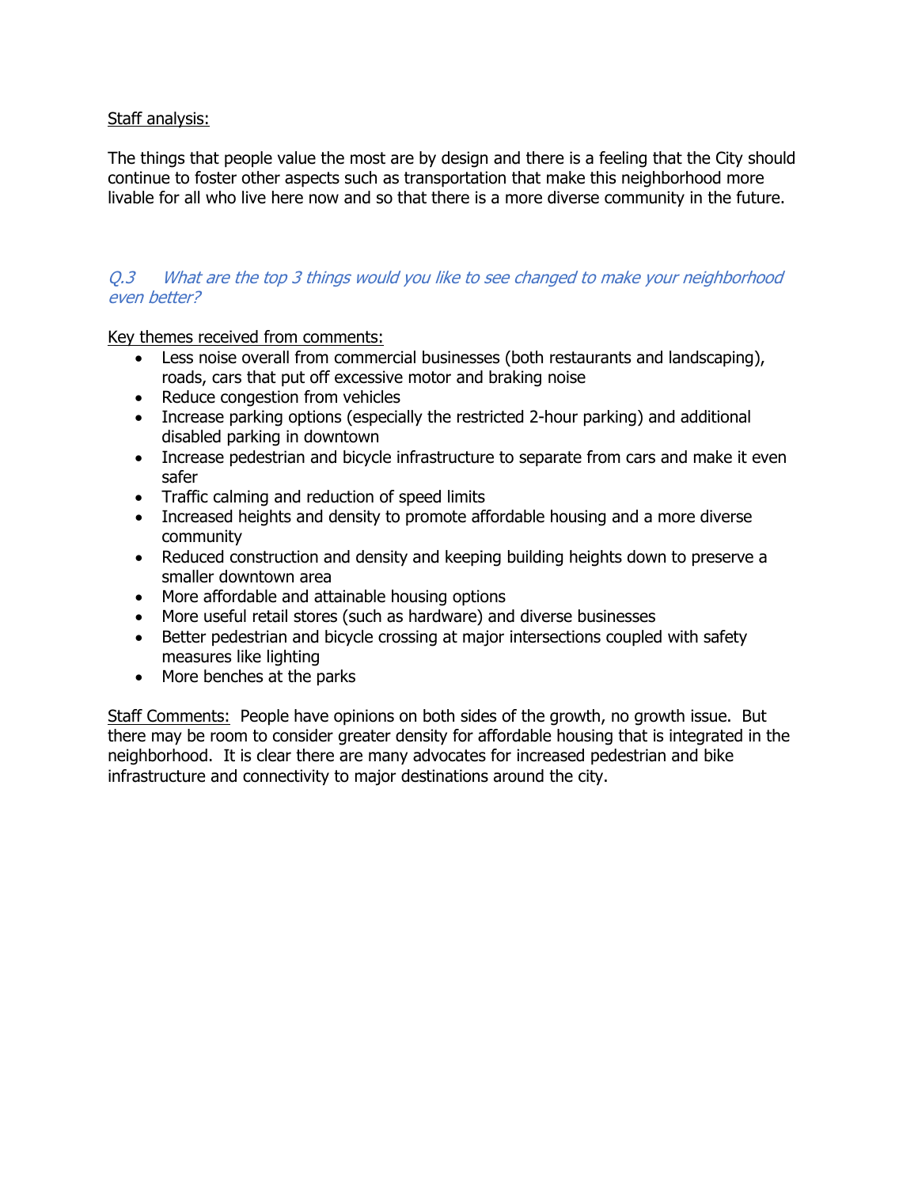<u>Staff analysis:</u>

The things that people value the most are by design and there is a feeling that the City should continue to foster other aspects such as transportation that make this neighborhood more livable for all who live here now and so that there is a more diverse community in the future.

*Q.3 What are the top 3 things would you like to see changed to make your neighborhood even better?*

<u>Key themes received from comments:</u>

- Less noise overall from commercial businesses (both restaurants and landscaping), roads, cars that put off excessive motor and braking noise
- Reduce congestion from vehicles
- Increase parking options (especially the restricted 2-hour parking) and additional disabled parking in downtown
- Increase pedestrian and bicycle infrastructure to separate from cars and make it even safer
- Traffic calming and reduction of speed limits
- Increased heights and density to promote affordable housing and a more diverse community
- Reduced construction and density and keeping building heights down to preserve a smaller downtown area
- More affordable and attainable housing options
- More useful retail stores (such as hardware) and diverse businesses
- Better pedestrian and bicycle crossing at major intersections coupled with safety measures like lighting
- More benches at the parks

<u>Staff Comments:</u> People have opinions on both sides of the growth, no growth issue. But there may be room to consider greater density for affordable housing that is integrated in the neighborhood. It is clear there are many advocates for increased pedestrian and bike infrastructure and connectivity to major destinations around the city.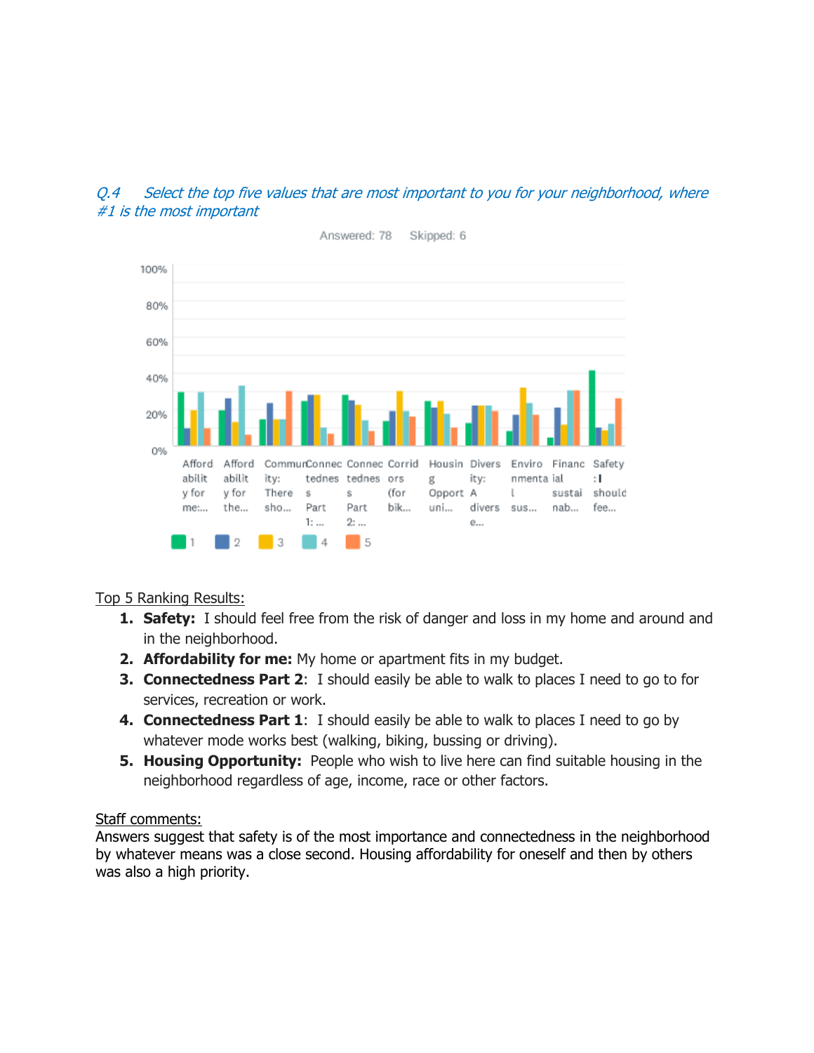*Q.4 Select the top five values that are most important to you for your neighborhood, where #1 is the most important*

Answered: 78 Skipped: 6

Top 5 Ranking Results:

1. **Safety:** I should feel free from the risk of danger and loss in my home and around and in the neighborhood.
2. **Affordability for me:** My home or apartment fits in my budget.
3. **Connectedness Part 2**: I should easily be able to walk to places I need to go to for services, recreation or work.
4. **Connectedness Part 1**: I should easily be able to walk to places I need to go by whatever mode works best (walking, biking, bussing or driving).
5. **Housing Opportunity:** People who wish to live here can find suitable housing in the neighborhood regardless of age, income, race or other factors.

Staff comments:

Answers suggest that safety is of the most importance and connectedness in the neighborhood by whatever means was a close second. Housing affordability for oneself and then by others was also a high priority.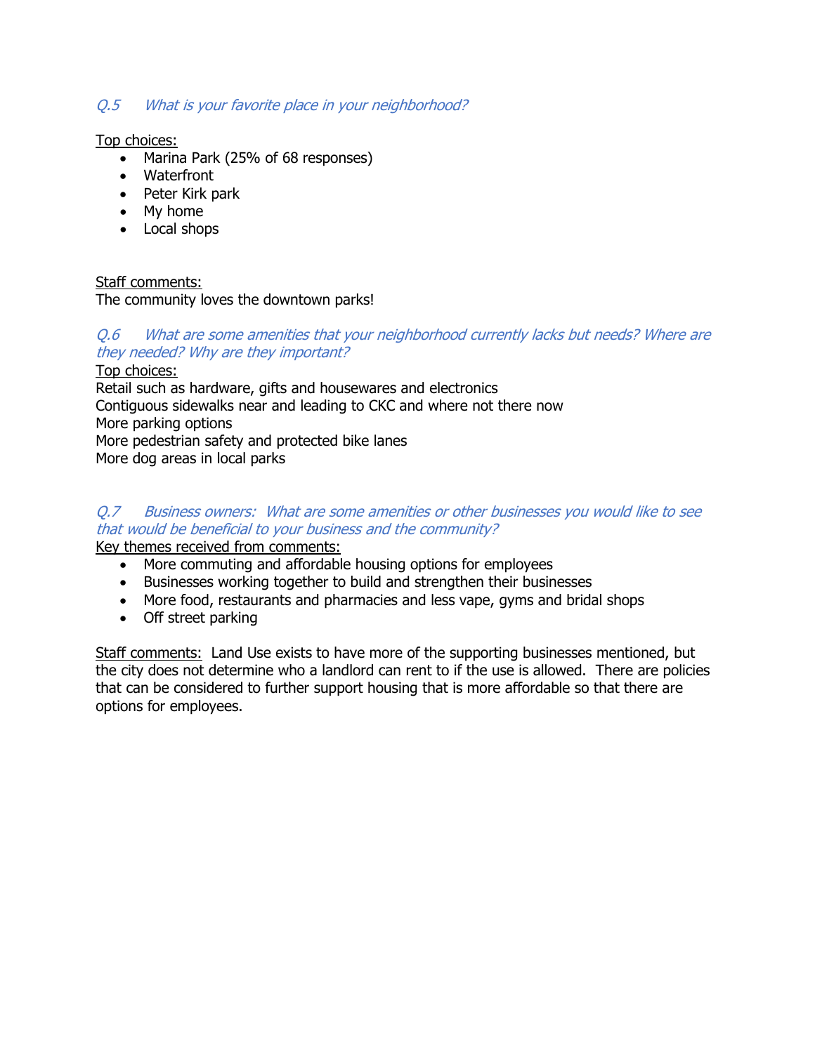*Q.5 What is your favorite place in your neighborhood?*

<u>Top choices:</u>

- Marina Park (25% of 68 responses)
- Waterfront
- Peter Kirk park
- My home
- Local shops

<u>Staff comments:</u>
The community loves the downtown parks!

*Q.6 What are some amenities that your neighborhood currently lacks but needs? Where are they needed? Why are they important?*

<u>Top choices:</u>
Retail such as hardware, gifts and housewares and electronics
Contiguous sidewalks near and leading to CKC and where not there now
More parking options
More pedestrian safety and protected bike lanes
More dog areas in local parks

*Q.7 Business owners: What are some amenities or other businesses you would like to see that would be beneficial to your business and the community?*

<u>Key themes received from comments:</u>

- More commuting and affordable housing options for employees
- Businesses working together to build and strengthen their businesses
- More food, restaurants and pharmacies and less vape, gyms and bridal shops
- Off street parking

<u>Staff comments:</u> Land Use exists to have more of the supporting businesses mentioned, but the city does not determine who a landlord can rent to if the use is allowed. There are policies that can be considered to further support housing that is more affordable so that there are options for employees.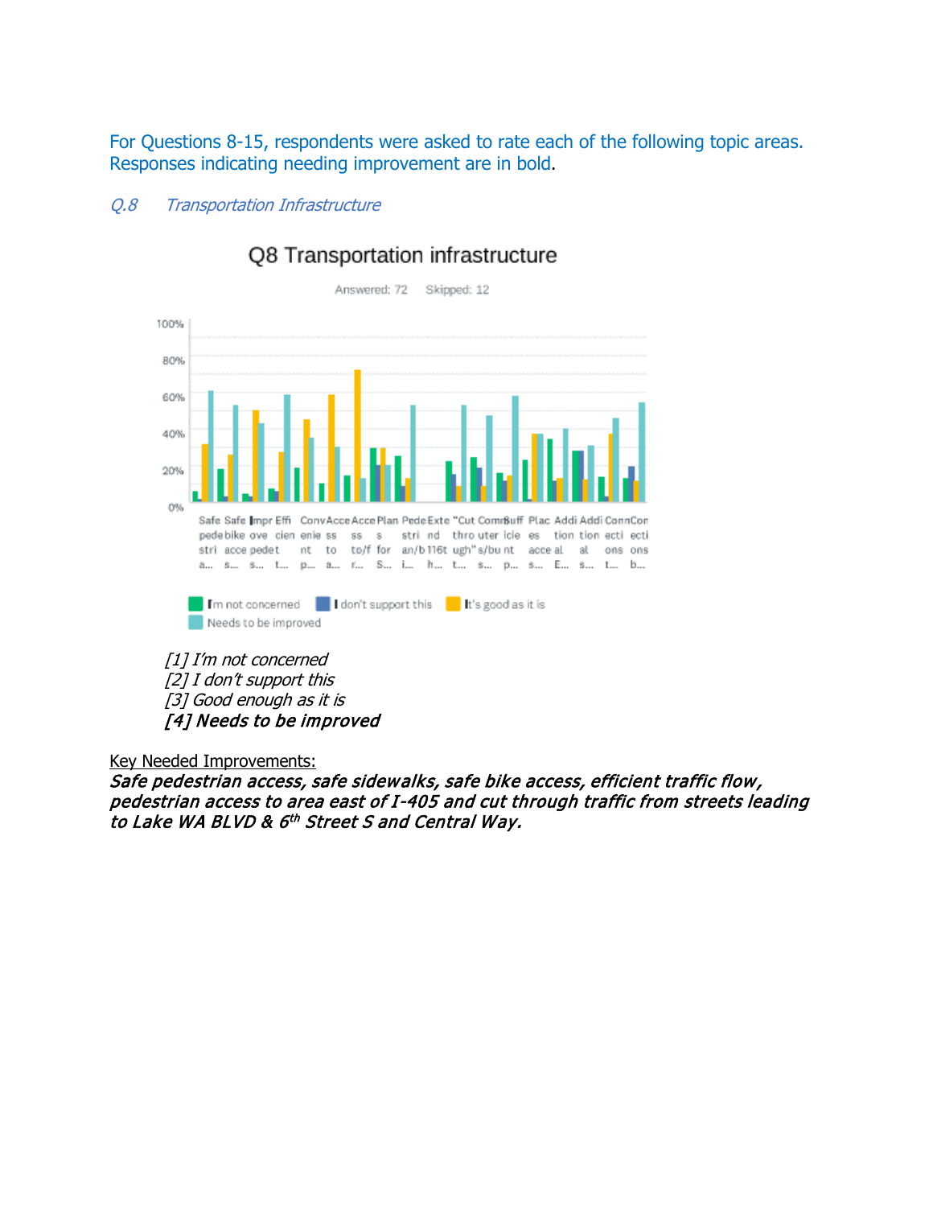For Questions 8-15, respondents were asked to rate each of the following topic areas. Responses indicating needing improvement are in bold.

### *Q.8 Transportation Infrastructure*

Q8 Transportation infrastructure

Answered: 72 Skipped: 12

*[1] I'm not concerned*
*[2] I don't support this*
*[3] Good enough as it is*
***[4] Needs to be improved***

Key Needed Improvements:

***Safe pedestrian access, safe sidewalks, safe bike access, efficient traffic flow, pedestrian access to area east of I-405 and cut through traffic from streets leading to Lake WA BLVD & 6th Street S and Central Way.***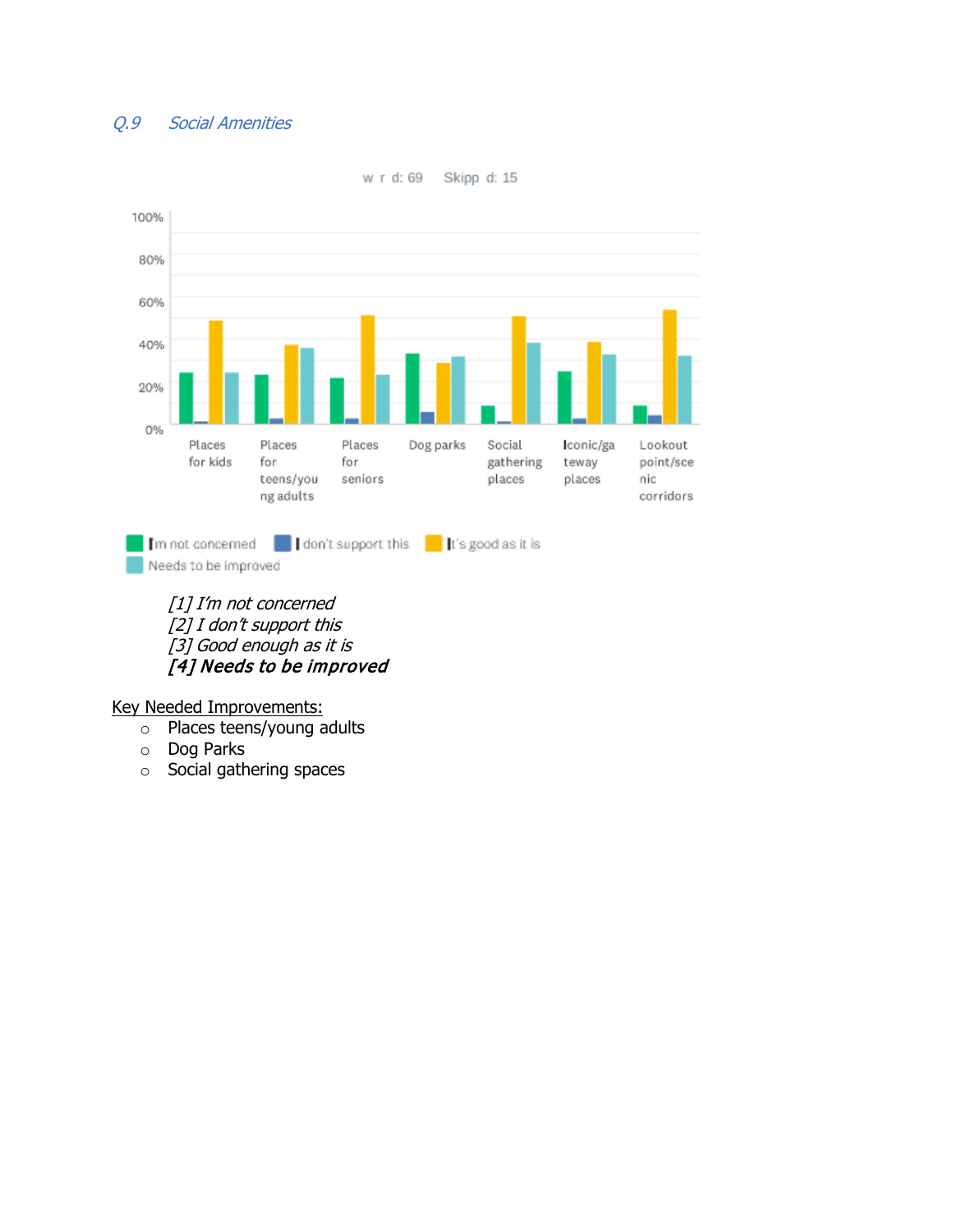## Q.9 Social Amenities

w r d: 69 Skipp d: 15

| | I'm not concerned | I don't support this | It's good as it is | Needs to be improved |
|---|---|---|---|---|
| Places for kids | | | | |
| Places for teens/young adults | | | | |
| Places for seniors | | | | |
| Dog parks | | | | |
| Social gathering places | | | | |
| Iconic/gateway places | | | | |
| Lookout point/scenic corridors | | | | |

*[1] I'm not concerned*
*[2] I don't support this*
*[3] Good enough as it is*
***[4] Needs to be improved***

<u>Key Needed Improvements:</u>

- Places teens/young adults
- Dog Parks
- Social gathering spaces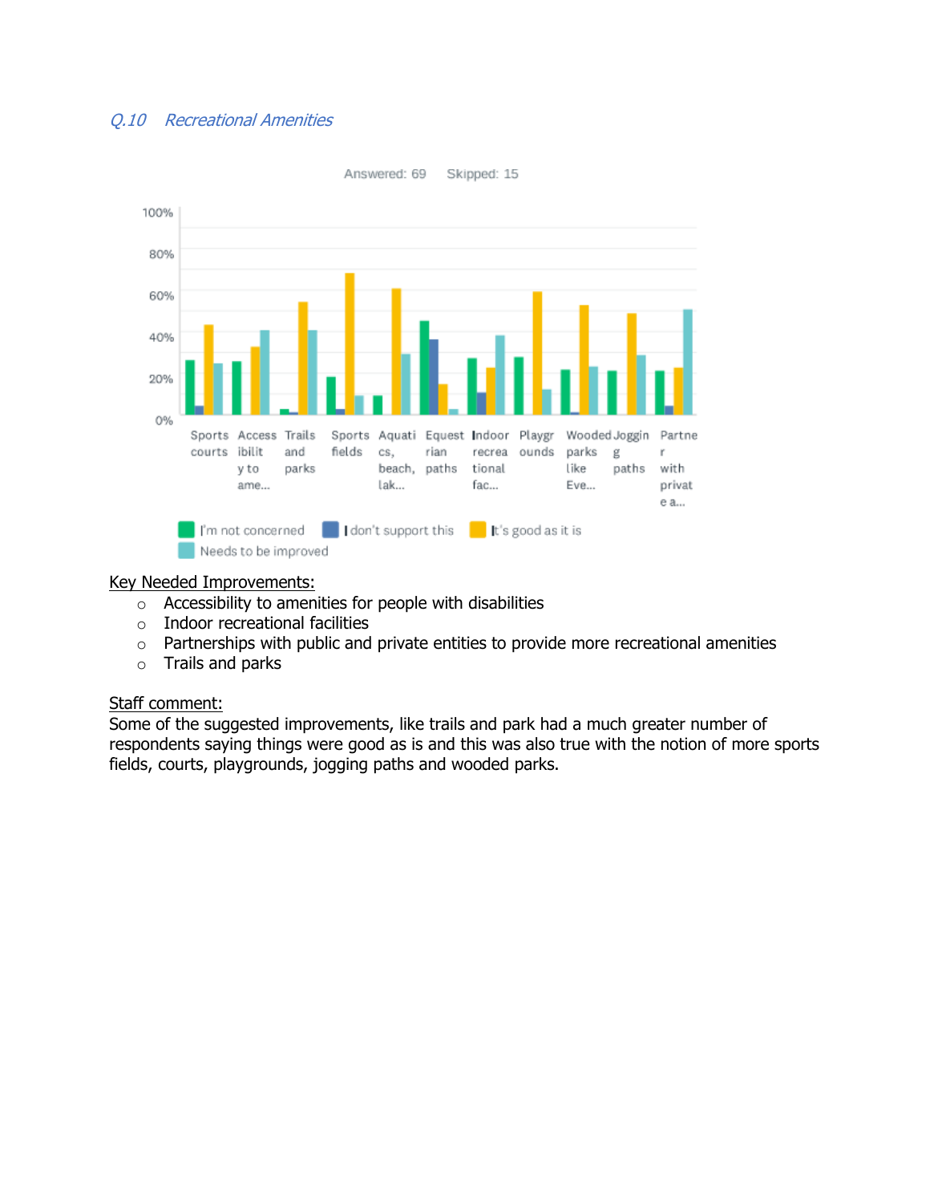### *Q.10 Recreational Amenities*

Answered: 69 Skipped: 15

Key Needed Improvements:

- Accessibility to amenities for people with disabilities
- Indoor recreational facilities
- Partnerships with public and private entities to provide more recreational amenities
- Trails and parks

Staff comment:

Some of the suggested improvements, like trails and park had a much greater number of respondents saying things were good as is and this was also true with the notion of more sports fields, courts, playgrounds, jogging paths and wooded parks.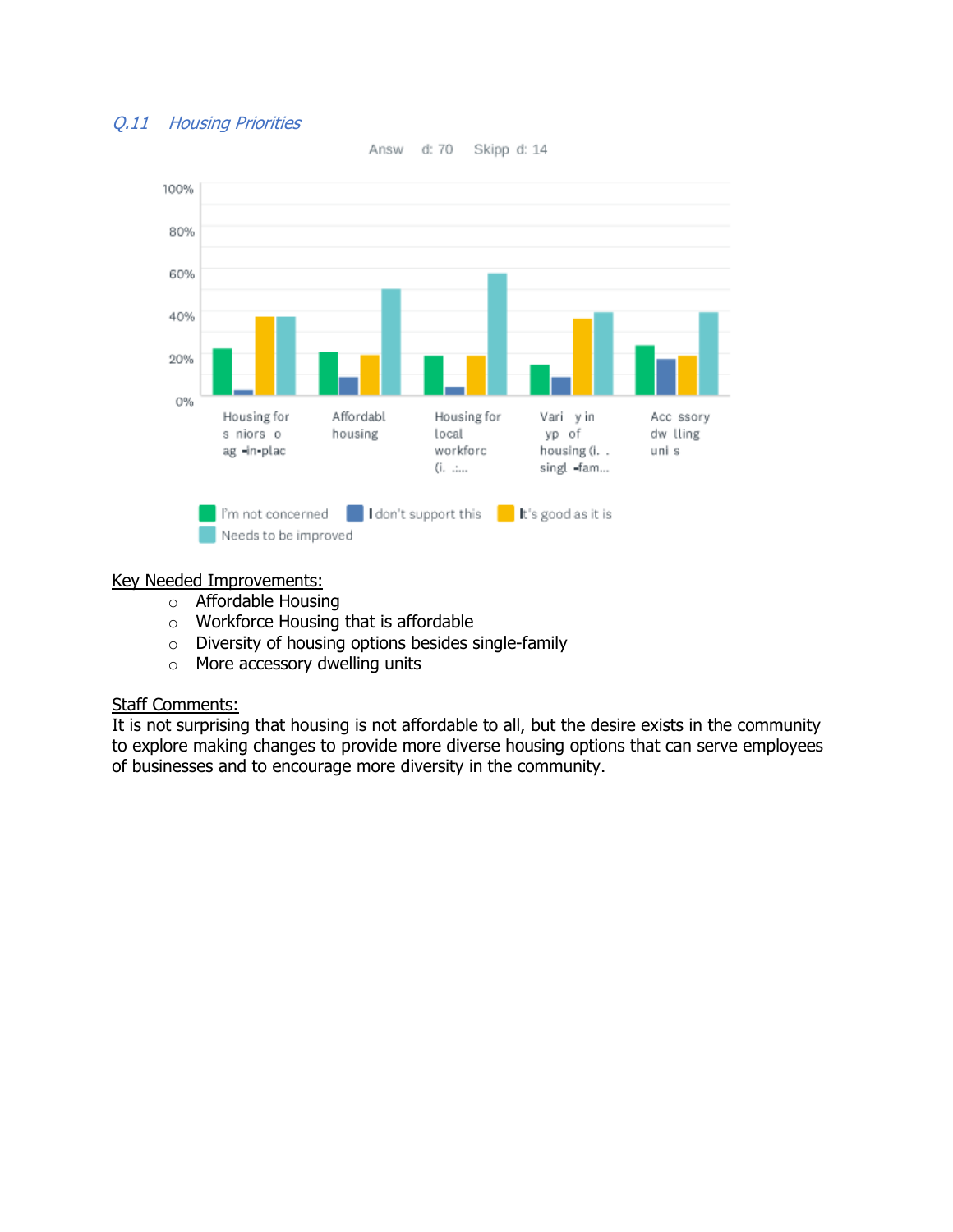## *Q.11 Housing Priorities*

Answ d: 70 Skipp d: 14

| | I'm not concerned | I don't support this | It's good as it is | Needs to be improved |
|---|---|---|---|---|
| Housing for s niors o ag -in-plac | | | | |
| Affordabl housing | | | | |
| Housing for local workforc (i. .:... | | | | |
| Vari y in yp of housing (i. . singl -fam... | | | | |
| Acc ssory dw lling uni s | | | | |

Key Needed Improvements:

- Affordable Housing
- Workforce Housing that is affordable
- Diversity of housing options besides single-family
- More accessory dwelling units

Staff Comments:

It is not surprising that housing is not affordable to all, but the desire exists in the community to explore making changes to provide more diverse housing options that can serve employees of businesses and to encourage more diversity in the community.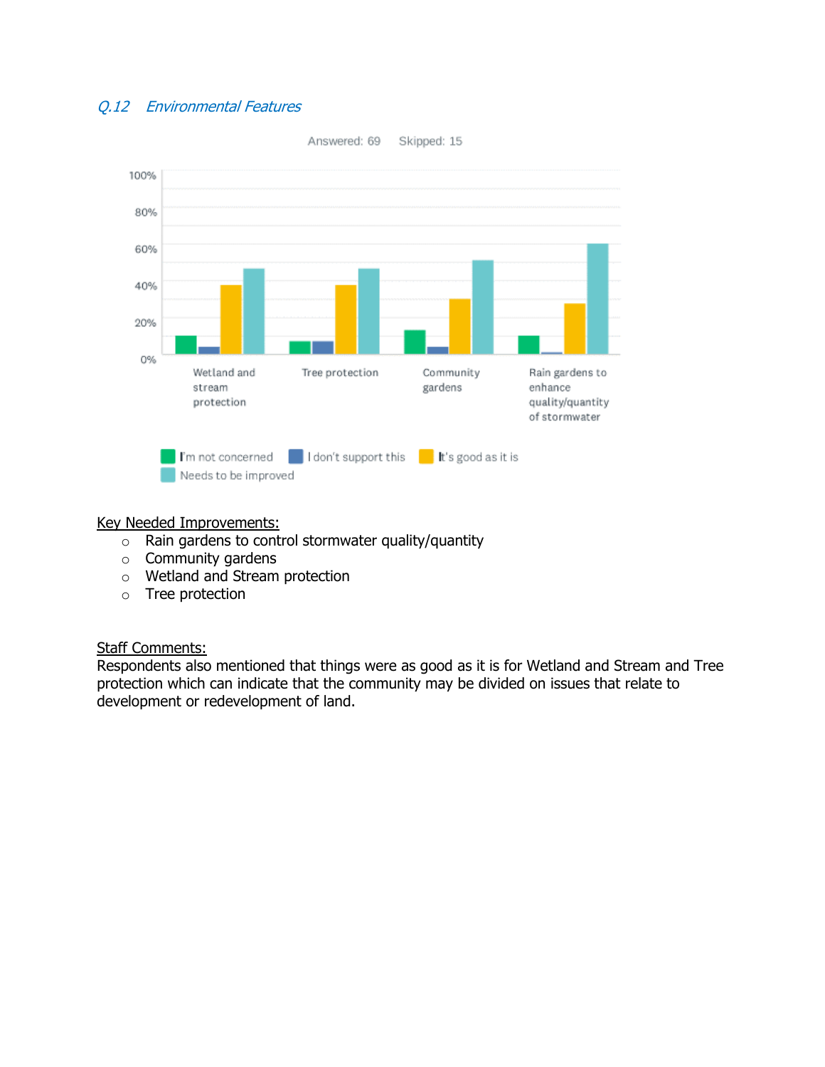### *Q.12 Environmental Features*

Answered: 69  Skipped: 15

Key Needed Improvements:

- Rain gardens to control stormwater quality/quantity
- Community gardens
- Wetland and Stream protection
- Tree protection

Staff Comments:
Respondents also mentioned that things were as good as it is for Wetland and Stream and Tree protection which can indicate that the community may be divided on issues that relate to development or redevelopment of land.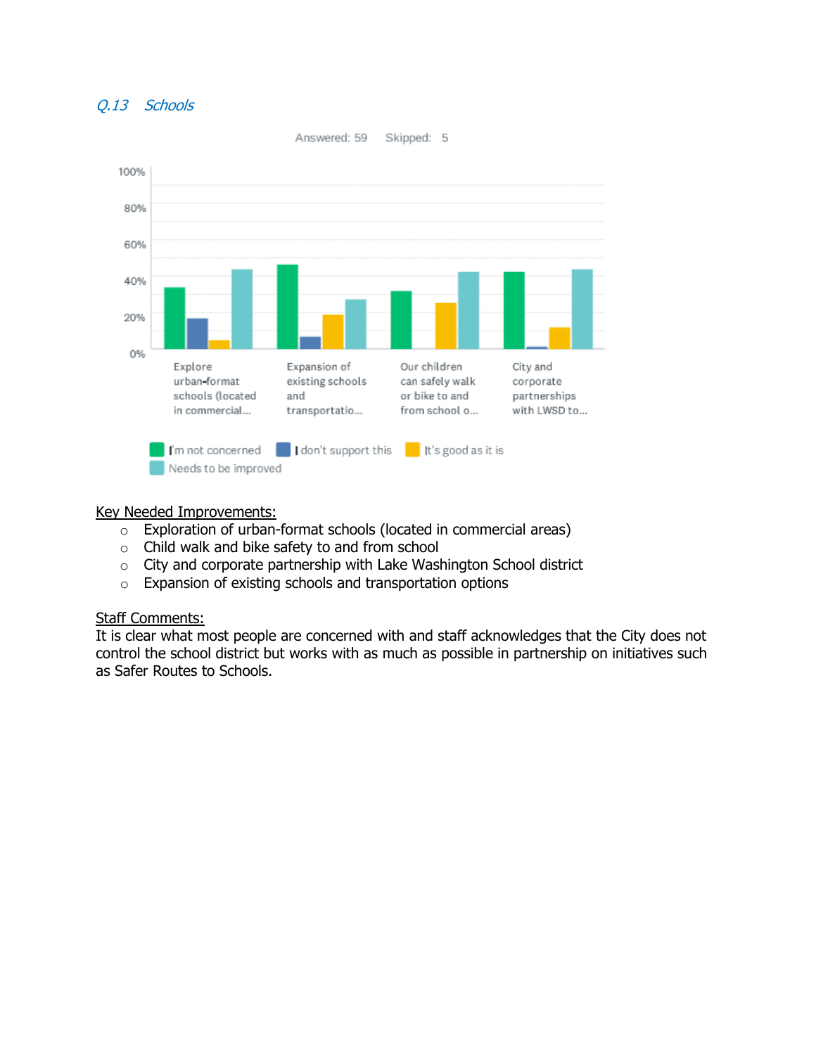### *Q.13 Schools*

Answered: 59 Skipped: 5

Key Needed Improvements:

- Exploration of urban-format schools (located in commercial areas)
- Child walk and bike safety to and from school
- City and corporate partnership with Lake Washington School district
- Expansion of existing schools and transportation options

Staff Comments:

It is clear what most people are concerned with and staff acknowledges that the City does not control the school district but works with as much as possible in partnership on initiatives such as Safer Routes to Schools.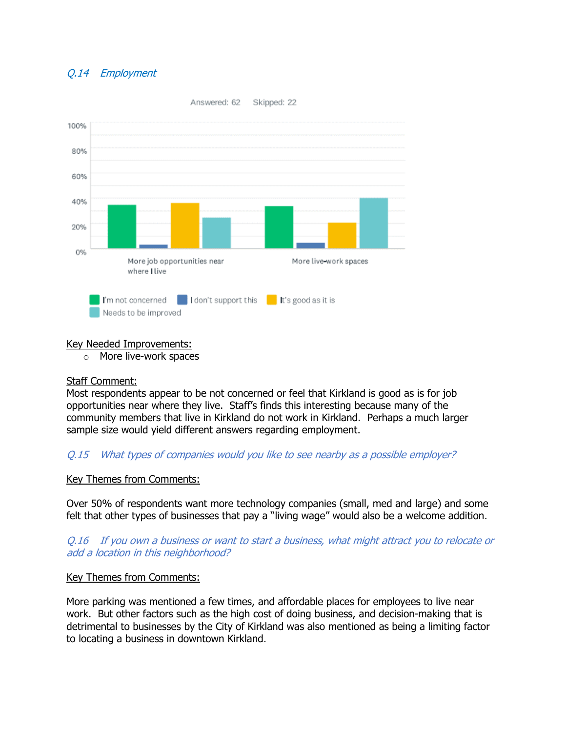### *Q.14 Employment*

Answered: 62 Skipped: 22

100%
80%
60%
40%
20%
0%

More job opportunities near where I live

More live-work spaces

I'm not concerned | I don't support this | It's good as it is | Needs to be improved

Key Needed Improvements:

- More live-work spaces

Staff Comment:
Most respondents appear to be not concerned or feel that Kirkland is good as is for job opportunities near where they live. Staff's finds this interesting because many of the community members that live in Kirkland do not work in Kirkland. Perhaps a much larger sample size would yield different answers regarding employment.

### *Q.15 What types of companies would you like to see nearby as a possible employer?*

Key Themes from Comments:

Over 50% of respondents want more technology companies (small, med and large) and some felt that other types of businesses that pay a "living wage" would also be a welcome addition.

### *Q.16 If you own a business or want to start a business, what might attract you to relocate or add a location in this neighborhood?*

Key Themes from Comments:

More parking was mentioned a few times, and affordable places for employees to live near work. But other factors such as the high cost of doing business, and decision-making that is detrimental to businesses by the City of Kirkland was also mentioned as being a limiting factor to locating a business in downtown Kirkland.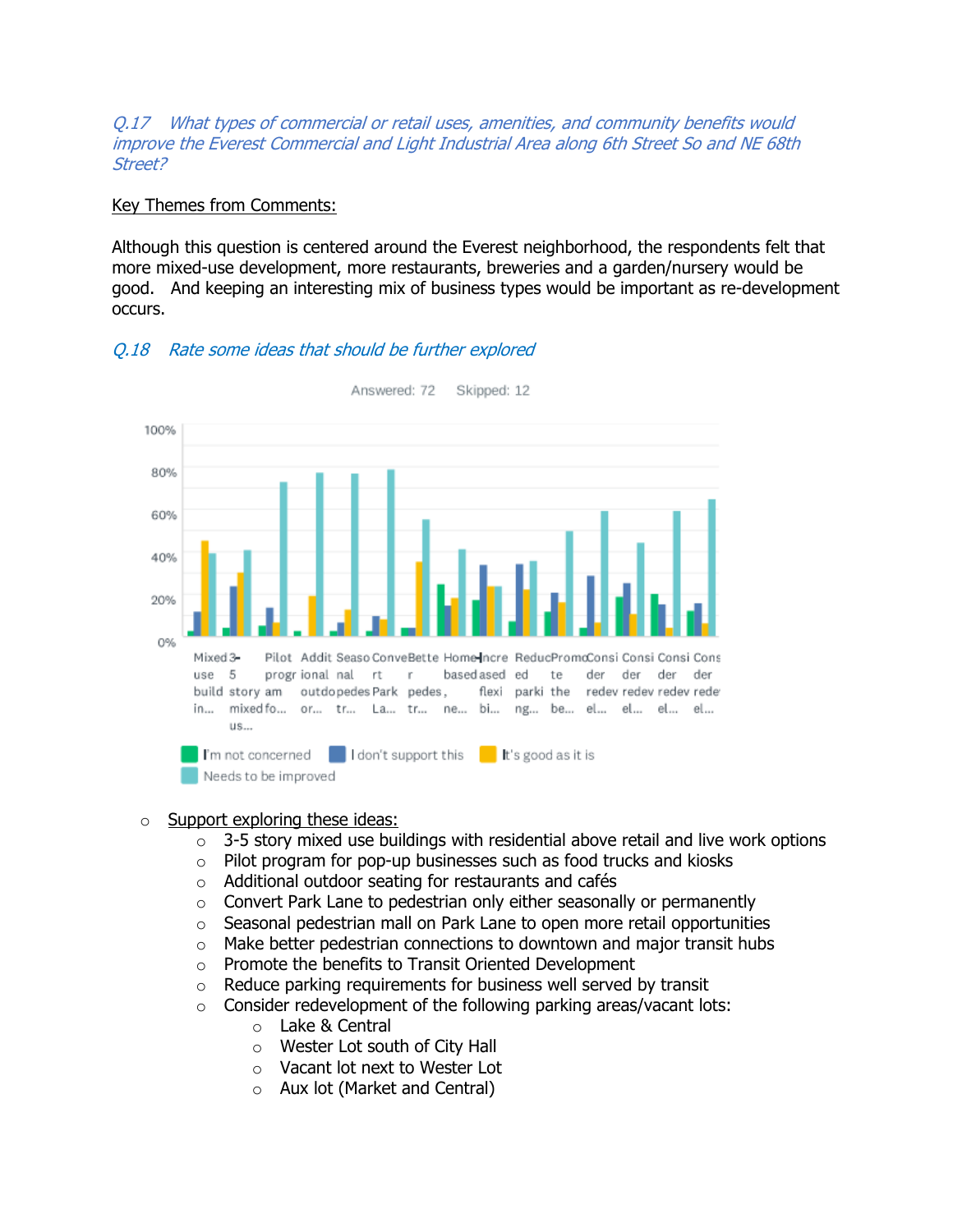*Q.17 What types of commercial or retail uses, amenities, and community benefits would improve the Everest Commercial and Light Industrial Area along 6th Street So and NE 68th Street?*

Key Themes from Comments:

Although this question is centered around the Everest neighborhood, the respondents felt that more mixed-use development, more restaurants, breweries and a garden/nursery would be good. And keeping an interesting mix of business types would be important as re-development occurs.

*Q.18 Rate some ideas that should be further explored*

Answered: 72 Skipped: 12

- Support exploring these ideas:
  - 3-5 story mixed use buildings with residential above retail and live work options
  - Pilot program for pop-up businesses such as food trucks and kiosks
  - Additional outdoor seating for restaurants and cafés
  - Convert Park Lane to pedestrian only either seasonally or permanently
  - Seasonal pedestrian mall on Park Lane to open more retail opportunities
  - Make better pedestrian connections to downtown and major transit hubs
  - Promote the benefits to Transit Oriented Development
  - Reduce parking requirements for business well served by transit
  - Consider redevelopment of the following parking areas/vacant lots:
    - Lake & Central
    - Wester Lot south of City Hall
    - Vacant lot next to Wester Lot
    - Aux lot (Market and Central)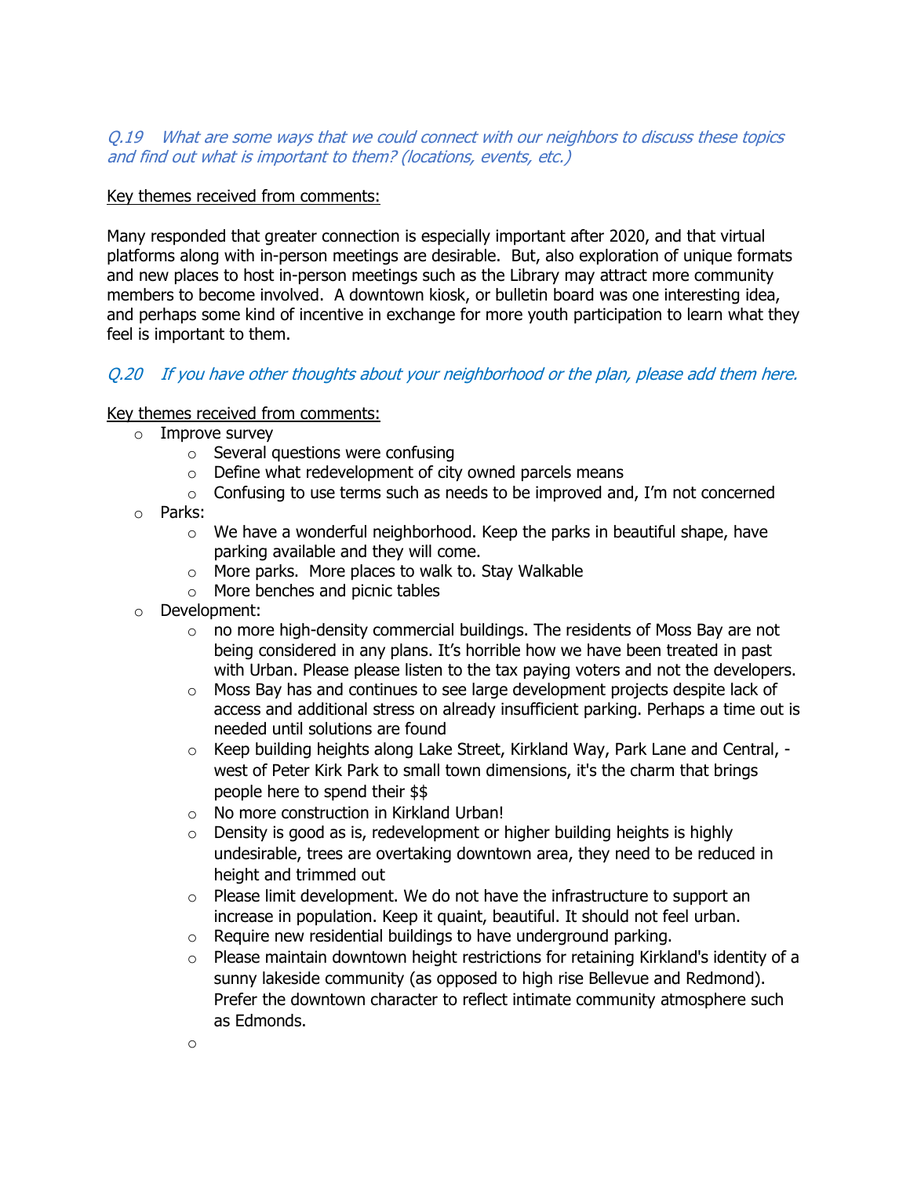*Q.19 What are some ways that we could connect with our neighbors to discuss these topics and find out what is important to them? (locations, events, etc.)*

Key themes received from comments:

Many responded that greater connection is especially important after 2020, and that virtual platforms along with in-person meetings are desirable. But, also exploration of unique formats and new places to host in-person meetings such as the Library may attract more community members to become involved. A downtown kiosk, or bulletin board was one interesting idea, and perhaps some kind of incentive in exchange for more youth participation to learn what they feel is important to them.

*Q.20 If you have other thoughts about your neighborhood or the plan, please add them here.*

Key themes received from comments:

- Improve survey
  - Several questions were confusing
  - Define what redevelopment of city owned parcels means
  - Confusing to use terms such as needs to be improved and, I'm not concerned
- Parks:
  - We have a wonderful neighborhood. Keep the parks in beautiful shape, have parking available and they will come.
  - More parks. More places to walk to. Stay Walkable
  - More benches and picnic tables
- Development:
  - no more high-density commercial buildings. The residents of Moss Bay are not being considered in any plans. It's horrible how we have been treated in past with Urban. Please please listen to the tax paying voters and not the developers.
  - Moss Bay has and continues to see large development projects despite lack of access and additional stress on already insufficient parking. Perhaps a time out is needed until solutions are found
  - Keep building heights along Lake Street, Kirkland Way, Park Lane and Central, - west of Peter Kirk Park to small town dimensions, it's the charm that brings people here to spend their $$
  - No more construction in Kirkland Urban!
  - Density is good as is, redevelopment or higher building heights is highly undesirable, trees are overtaking downtown area, they need to be reduced in height and trimmed out
  - Please limit development. We do not have the infrastructure to support an increase in population. Keep it quaint, beautiful. It should not feel urban.
  - Require new residential buildings to have underground parking.
  - Please maintain downtown height restrictions for retaining Kirkland's identity of a sunny lakeside community (as opposed to high rise Bellevue and Redmond). Prefer the downtown character to reflect intimate community atmosphere such as Edmonds.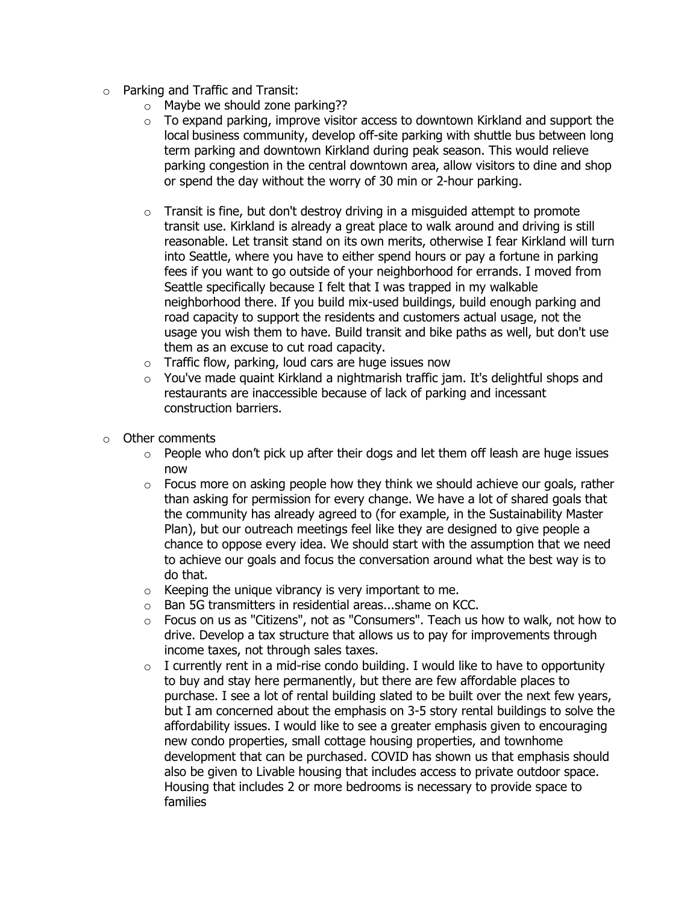- Parking and Traffic and Transit:
  - Maybe we should zone parking??
  - To expand parking, improve visitor access to downtown Kirkland and support the local business community, develop off-site parking with shuttle bus between long term parking and downtown Kirkland during peak season. This would relieve parking congestion in the central downtown area, allow visitors to dine and shop or spend the day without the worry of 30 min or 2-hour parking.

  - Transit is fine, but don't destroy driving in a misguided attempt to promote transit use. Kirkland is already a great place to walk around and driving is still reasonable. Let transit stand on its own merits, otherwise I fear Kirkland will turn into Seattle, where you have to either spend hours or pay a fortune in parking fees if you want to go outside of your neighborhood for errands. I moved from Seattle specifically because I felt that I was trapped in my walkable neighborhood there. If you build mix-used buildings, build enough parking and road capacity to support the residents and customers actual usage, not the usage you wish them to have. Build transit and bike paths as well, but don't use them as an excuse to cut road capacity.
  - Traffic flow, parking, loud cars are huge issues now
  - You've made quaint Kirkland a nightmarish traffic jam. It's delightful shops and restaurants are inaccessible because of lack of parking and incessant construction barriers.

- Other comments
  - People who don't pick up after their dogs and let them off leash are huge issues now
  - Focus more on asking people how they think we should achieve our goals, rather than asking for permission for every change. We have a lot of shared goals that the community has already agreed to (for example, in the Sustainability Master Plan), but our outreach meetings feel like they are designed to give people a chance to oppose every idea. We should start with the assumption that we need to achieve our goals and focus the conversation around what the best way is to do that.
  - Keeping the unique vibrancy is very important to me.
  - Ban 5G transmitters in residential areas...shame on KCC.
  - Focus on us as "Citizens", not as "Consumers". Teach us how to walk, not how to drive. Develop a tax structure that allows us to pay for improvements through income taxes, not through sales taxes.
  - I currently rent in a mid-rise condo building. I would like to have to opportunity to buy and stay here permanently, but there are few affordable places to purchase. I see a lot of rental building slated to be built over the next few years, but I am concerned about the emphasis on 3-5 story rental buildings to solve the affordability issues. I would like to see a greater emphasis given to encouraging new condo properties, small cottage housing properties, and townhome development that can be purchased. COVID has shown us that emphasis should also be given to Livable housing that includes access to private outdoor space. Housing that includes 2 or more bedrooms is necessary to provide space to families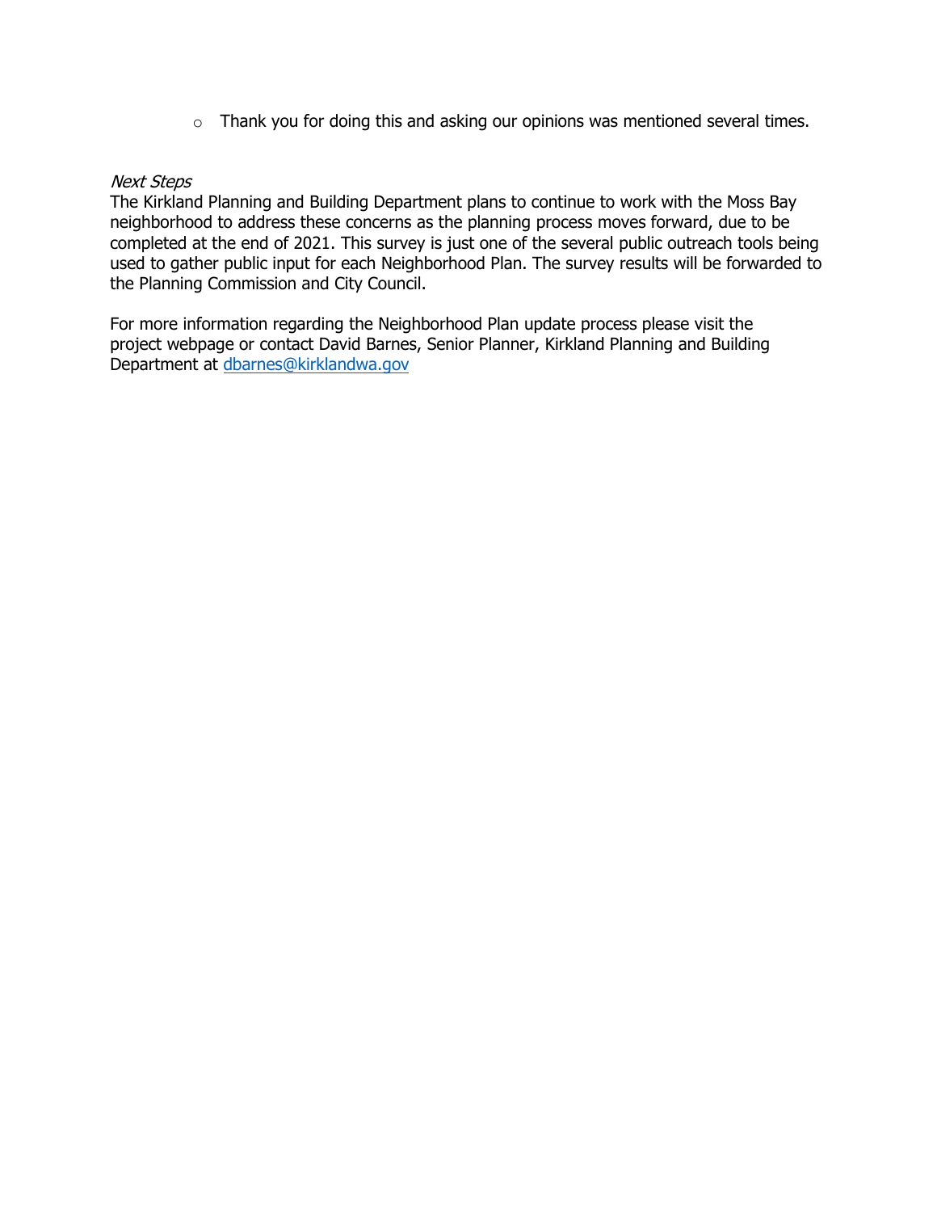- Thank you for doing this and asking our opinions was mentioned several times.

*Next Steps*

The Kirkland Planning and Building Department plans to continue to work with the Moss Bay neighborhood to address these concerns as the planning process moves forward, due to be completed at the end of 2021. This survey is just one of the several public outreach tools being used to gather public input for each Neighborhood Plan. The survey results will be forwarded to the Planning Commission and City Council.

For more information regarding the Neighborhood Plan update process please visit the project webpage or contact David Barnes, Senior Planner, Kirkland Planning and Building Department at [dbarnes@kirklandwa.gov](mailto:dbarnes@kirklandwa.gov)